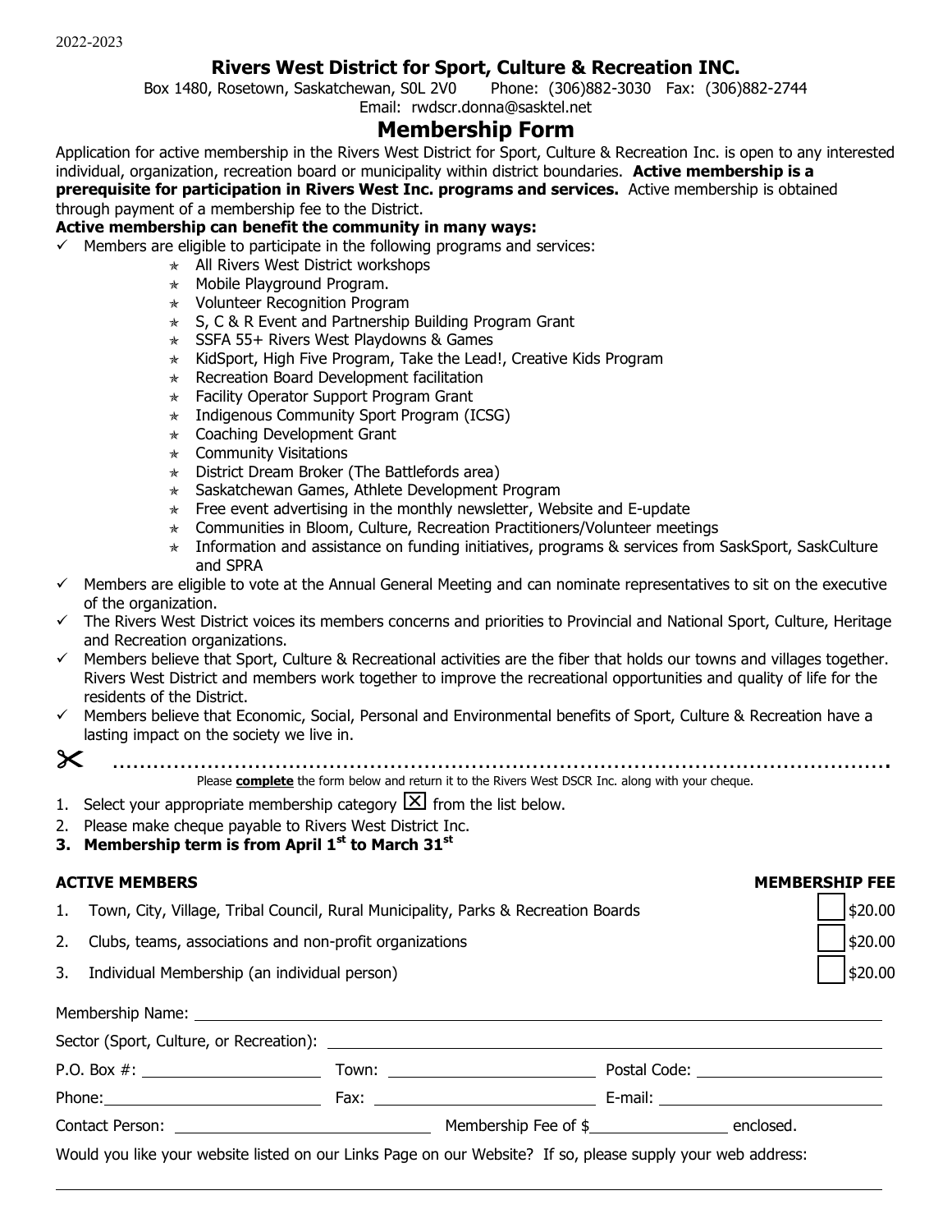2022-2023

# Rivers West District for Sport, Culture & Recreation INC.

Box 1480, Rosetown, Saskatchewan, S0L 2V0 Phone: (306)882-3030 Fax: (306)882-2744
Email: rwdscr.donna@sasktel.net

## Membership Form

Application for active membership in the Rivers West District for Sport, Culture & Recreation Inc. is open to any interested individual, organization, recreation board or municipality within district boundaries. **Active membership is a prerequisite for participation in Rivers West Inc. programs and services.** Active membership is obtained through payment of a membership fee to the District.

**Active membership can benefit the community in many ways:**

- ✓ Members are eligible to participate in the following programs and services:
  - ⋆ All Rivers West District workshops
  - ⋆ Mobile Playground Program.
  - ⋆ Volunteer Recognition Program
  - ⋆ S, C & R Event and Partnership Building Program Grant
  - ⋆ SSFA 55+ Rivers West Playdowns & Games
  - ⋆ KidSport, High Five Program, Take the Lead!, Creative Kids Program
  - ⋆ Recreation Board Development facilitation
  - ⋆ Facility Operator Support Program Grant
  - ⋆ Indigenous Community Sport Program (ICSG)
  - ⋆ Coaching Development Grant
  - ⋆ Community Visitations
  - ⋆ District Dream Broker (The Battlefords area)
  - ⋆ Saskatchewan Games, Athlete Development Program
  - ⋆ Free event advertising in the monthly newsletter, Website and E-update
  - ⋆ Communities in Bloom, Culture, Recreation Practitioners/Volunteer meetings
  - ⋆ Information and assistance on funding initiatives, programs & services from SaskSport, SaskCulture and SPRA
- ✓ Members are eligible to vote at the Annual General Meeting and can nominate representatives to sit on the executive of the organization.
- ✓ The Rivers West District voices its members concerns and priorities to Provincial and National Sport, Culture, Heritage and Recreation organizations.
- ✓ Members believe that Sport, Culture & Recreational activities are the fiber that holds our towns and villages together. Rivers West District and members work together to improve the recreational opportunities and quality of life for the residents of the District.
- ✓ Members believe that Economic, Social, Personal and Environmental benefits of Sport, Culture & Recreation have a lasting impact on the society we live in.

✂ ..........................................................................................................

Please **complete** the form below and return it to the Rivers West DSCR Inc. along with your cheque.

1. Select your appropriate membership category ☒ from the list below.
2. Please make cheque payable to Rivers West District Inc.
3. **Membership term is from April 1st to March 31st**

| ACTIVE MEMBERS | MEMBERSHIP FEE |
|---|---|
| 1. Town, City, Village, Tribal Council, Rural Municipality, Parks & Recreation Boards | ☐ $20.00 |
| 2. Clubs, teams, associations and non-profit organizations | ☐ $20.00 |
| 3. Individual Membership (an individual person) | ☐ $20.00 |

Membership Name: ______________________________

Sector (Sport, Culture, or Recreation): ______________________________

P.O. Box #: ______________ Town: ______________ Postal Code: ______________

Phone: ______________ Fax: ______________ E-mail: ______________

Contact Person: ______________ Membership Fee of $__________ enclosed.

Would you like your website listed on our Links Page on our Website? If so, please supply your web address:

______________________________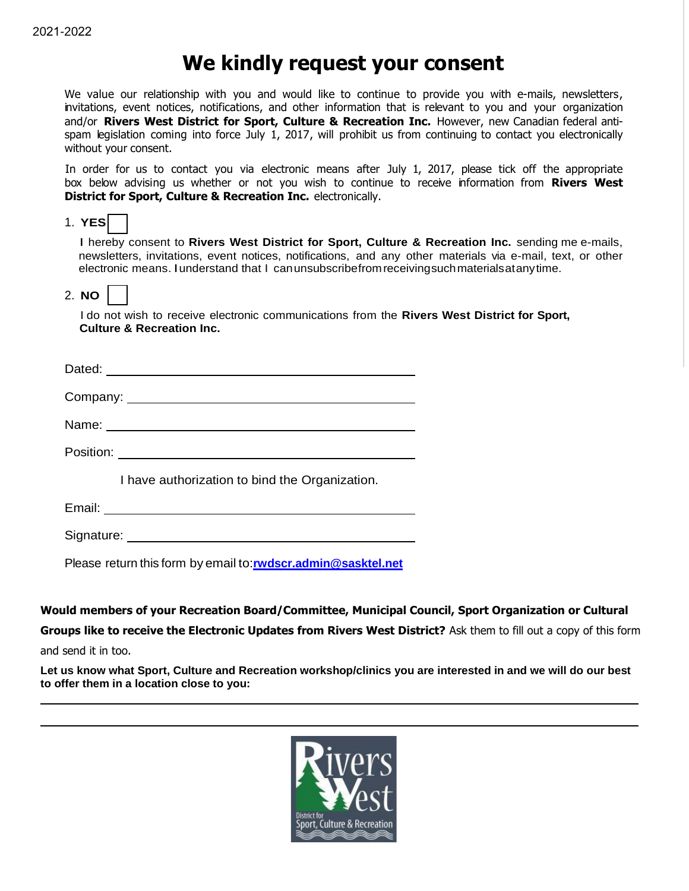2021-2022

# We kindly request your consent

We value our relationship with you and would like to continue to provide you with e-mails, newsletters, invitations, event notices, notifications, and other information that is relevant to you and your organization and/or **Rivers West District for Sport, Culture & Recreation Inc.** However, new Canadian federal anti-spam legislation coming into force July 1, 2017, will prohibit us from continuing to contact you electronically without your consent.

In order for us to contact you via electronic means after July 1, 2017, please tick off the appropriate box below advising us whether or not you wish to continue to receive information from **Rivers West District for Sport, Culture & Recreation Inc.** electronically.

1. **YES** ☐

   I hereby consent to **Rivers West District for Sport, Culture & Recreation Inc.** sending me e-mails, newsletters, invitations, event notices, notifications, and any other materials via e-mail, text, or other electronic means. I understand that I can unsubscribe from receiving such materials at any time.

2. **NO** ☐

   I do not wish to receive electronic communications from the **Rivers West District for Sport, Culture & Recreation Inc.**

Dated: ______________________________

Company: ______________________________

Name: ______________________________

Position: ______________________________

I have authorization to bind the Organization.

Email: ______________________________

Signature: ______________________________

Please return this form by email to: **rwdscr.admin@sasktel.net**

**Would members of your Recreation Board/Committee, Municipal Council, Sport Organization or Cultural Groups like to receive the Electronic Updates from Rivers West District?** Ask them to fill out a copy of this form and send it in too.

**Let us know what Sport, Culture and Recreation workshop/clinics you are interested in and we will do our best to offer them in a location close to you:**

______________________________________________________________________

______________________________________________________________________